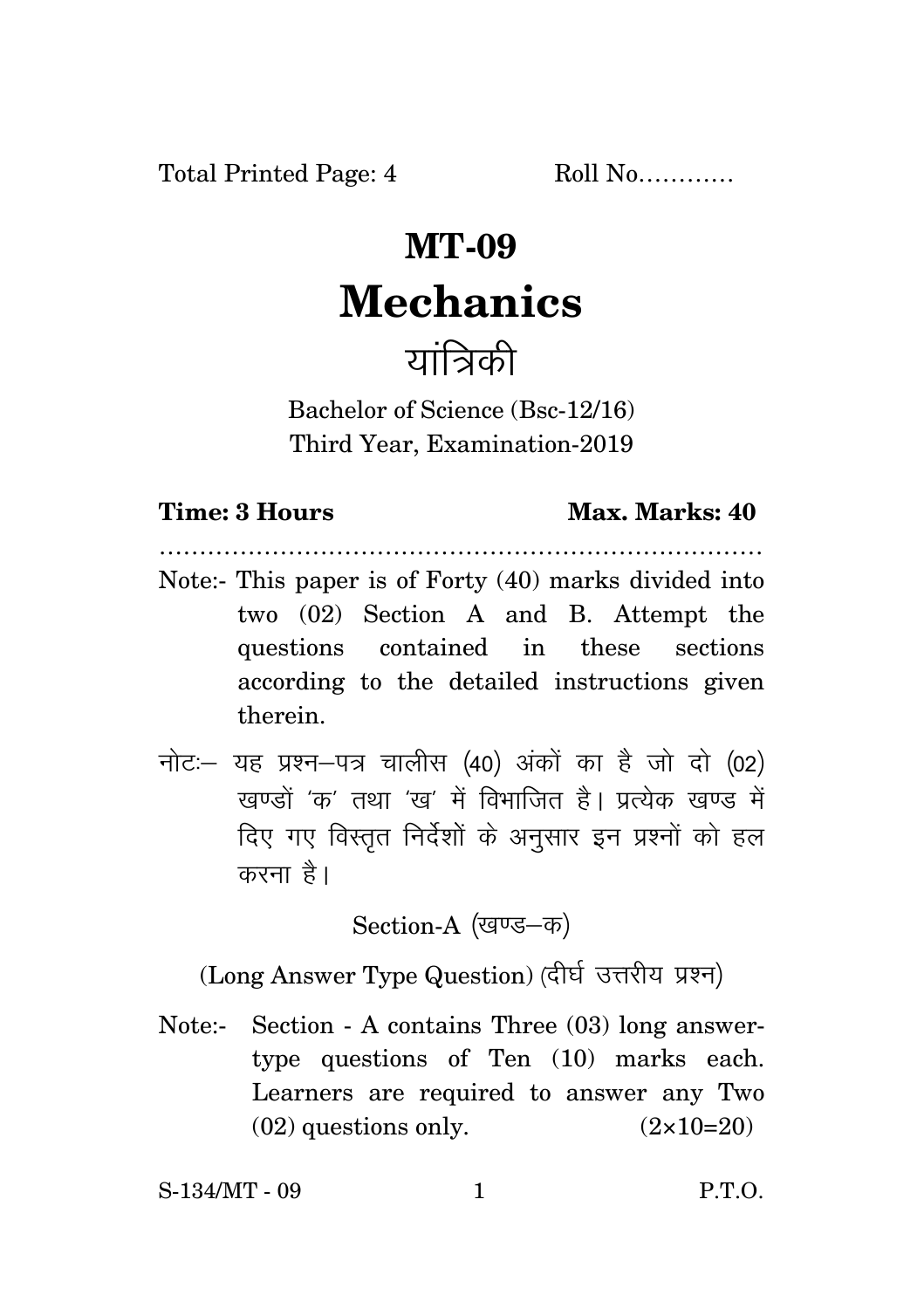Total Printed Page: 4 Roll No…………

# MT-09

# Mechanics

## यांत्रिकी

Bachelor of Science (Bsc-12/16)
Third Year, Examination-2019

**Time: 3 Hours** **Max. Marks: 40**

……………………………………………………………………

Note:- This paper is of Forty (40) marks divided into two (02) Section A and B. Attempt the questions contained in these sections according to the detailed instructions given therein.

नोटः– यह प्रश्न–पत्र चालीस (40) अंकों का है जो दो (02) खण्डों 'क' तथा 'ख' में विभाजित है। प्रत्येक खण्ड में दिए गए विस्तृत निर्देशों के अनुसार इन प्रश्नों को हल करना है।

Section-A (खण्ड–क)

(Long Answer Type Question) (दीर्घ उत्तरीय प्रश्न)

Note:- Section - A contains Three (03) long answer-type questions of Ten (10) marks each. Learners are required to answer any Two (02) questions only. (2×10=20)

S-134/MT - 09 P.T.O.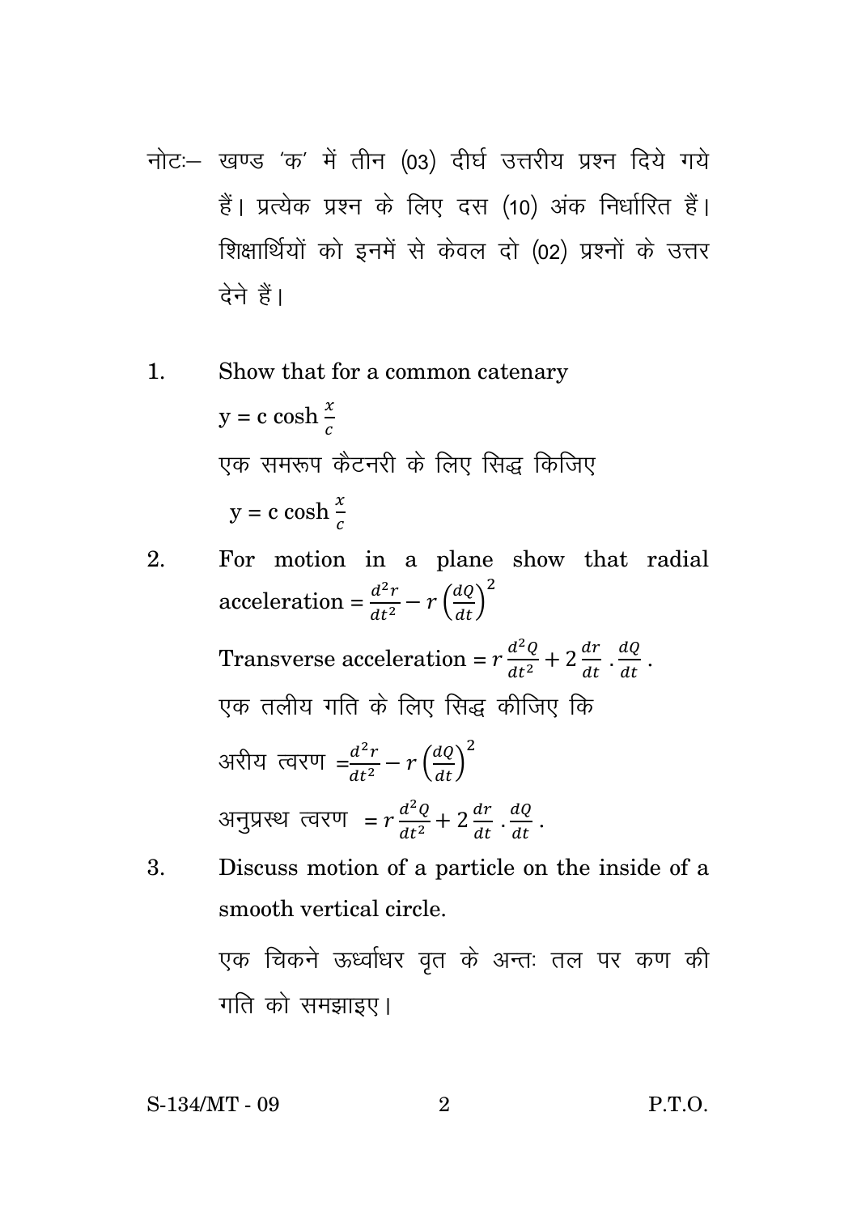नोटः– खण्ड 'क' में तीन (03) दीर्घ उत्तरीय प्रश्न दिये गये हैं। प्रत्येक प्रश्न के लिए दस (10) अंक निर्धारित हैं। शिक्षार्थियों को इनमें से केवल दो (02) प्रश्नों के उत्तर देने हैं।

1. Show that for a common catenary

   $y = c \cosh \frac{x}{c}$

   एक समरूप कैटनरी के लिए सिद्ध किजिए

   $y = c \cosh \frac{x}{c}$

2. For motion in a plane show that radial acceleration $= \frac{d^2r}{dt^2} - r\left(\frac{dQ}{dt}\right)^2$

   Transverse acceleration $= r\frac{d^2Q}{dt^2} + 2\frac{dr}{dt} \cdot \frac{dQ}{dt}$.

   एक तलीय गति के लिए सिद्ध कीजिए कि

   अरीय त्वरण $= \frac{d^2r}{dt^2} - r\left(\frac{dQ}{dt}\right)^2$

   अनुप्रस्थ त्वरण $= r\frac{d^2Q}{dt^2} + 2\frac{dr}{dt} \cdot \frac{dQ}{dt}$.

3. Discuss motion of a particle on the inside of a smooth vertical circle.

   एक चिकने ऊर्ध्वाधर वृत के अन्तः तल पर कण की गति को समझाइए।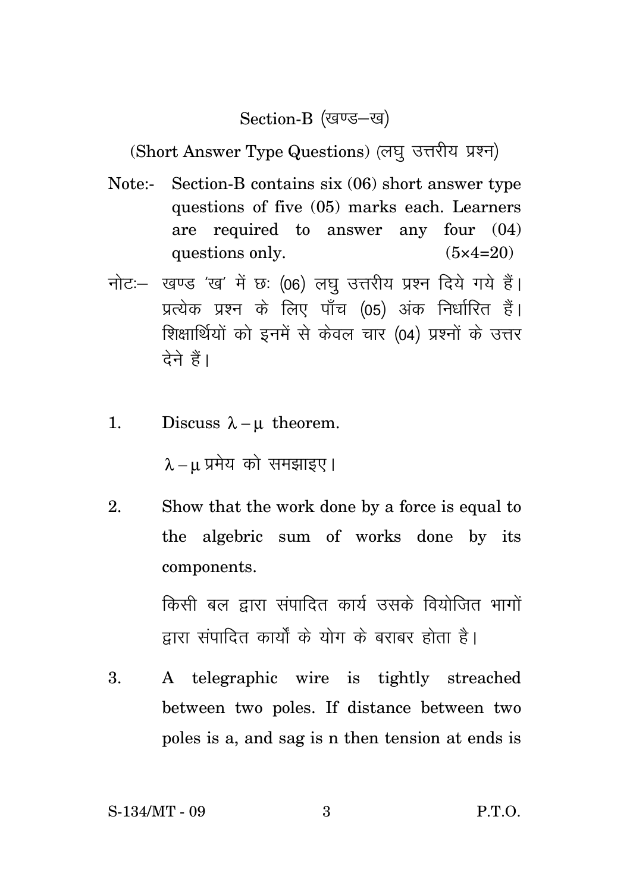## Section-B (खण्ड–ख)

### (Short Answer Type Questions) (लघु उत्तरीय प्रश्न)

Note:- Section-B contains six (06) short answer type questions of five (05) marks each. Learners are required to answer any four (04) questions only. (5×4=20)

नोटः– खण्ड 'ख' में छः (06) लघु उत्तरीय प्रश्न दिये गये हैं। प्रत्येक प्रश्न के लिए पाँच (05) अंक निर्धारित हैं। शिक्षार्थियों को इनमें से केवल चार (04) प्रश्नों के उत्तर देने हैं।

1. Discuss $\lambda - \mu$ theorem.

   $\lambda - \mu$ प्रमेय को समझाइए।

2. Show that the work done by a force is equal to the algebric sum of works done by its components.

   किसी बल द्वारा संपादित कार्य उसके वियोजित भागों द्वारा संपादित कार्यों के योग के बराबर होता है।

3. A telegraphic wire is tightly streached between two poles. If distance between two poles is a, and sag is n then tension at ends is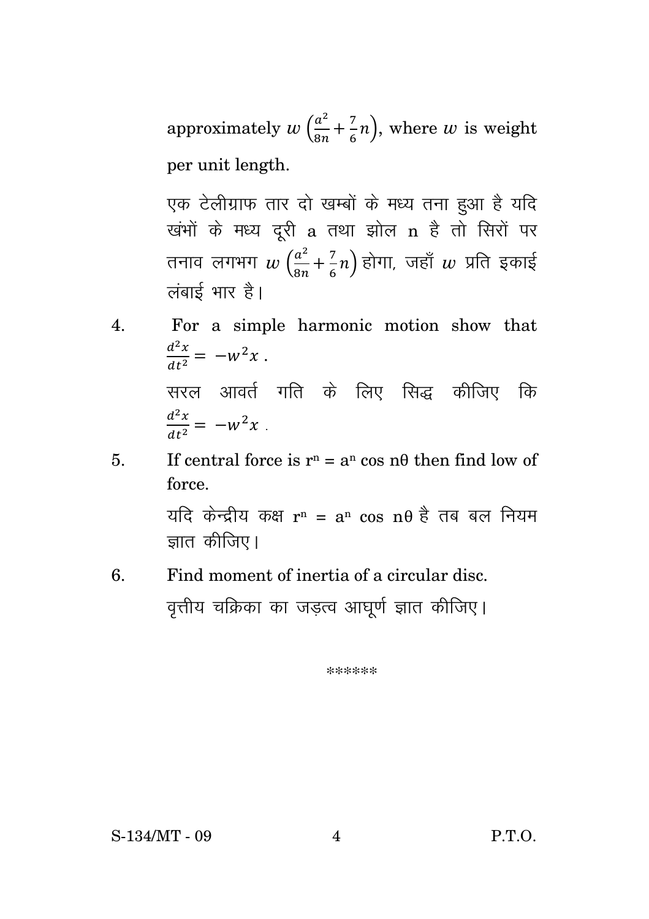approximately $w\left(\frac{a^2}{8n}+\frac{7}{6}n\right)$, where $w$ is weight per unit length.

एक टेलीग्राफ तार दो खम्बों के मध्य तना हुआ है यदि खंभों के मध्य दूरी a तथा झोल n है तो सिरों पर तनाव लगभग $w\left(\frac{a^2}{8n}+\frac{7}{6}n\right)$ होगा, जहाँ $w$ प्रति इकाई लंबाई भार है।

4. For a simple harmonic motion show that $\frac{d^2x}{dt^2} = -w^2x$ .

   सरल आवर्त गति के लिए सिद्ध कीजिए कि $\frac{d^2x}{dt^2} = -w^2x$ .

5. If central force is $r^n = a^n \cos n\theta$ then find low of force.

   यदि केन्द्रीय कक्ष $r^n = a^n \cos n\theta$ है तब बल नियम ज्ञात कीजिए।

6. Find moment of inertia of a circular disc.

   वृत्तीय चक्रिका का जड़त्व आघूर्ण ज्ञात कीजिए।

******